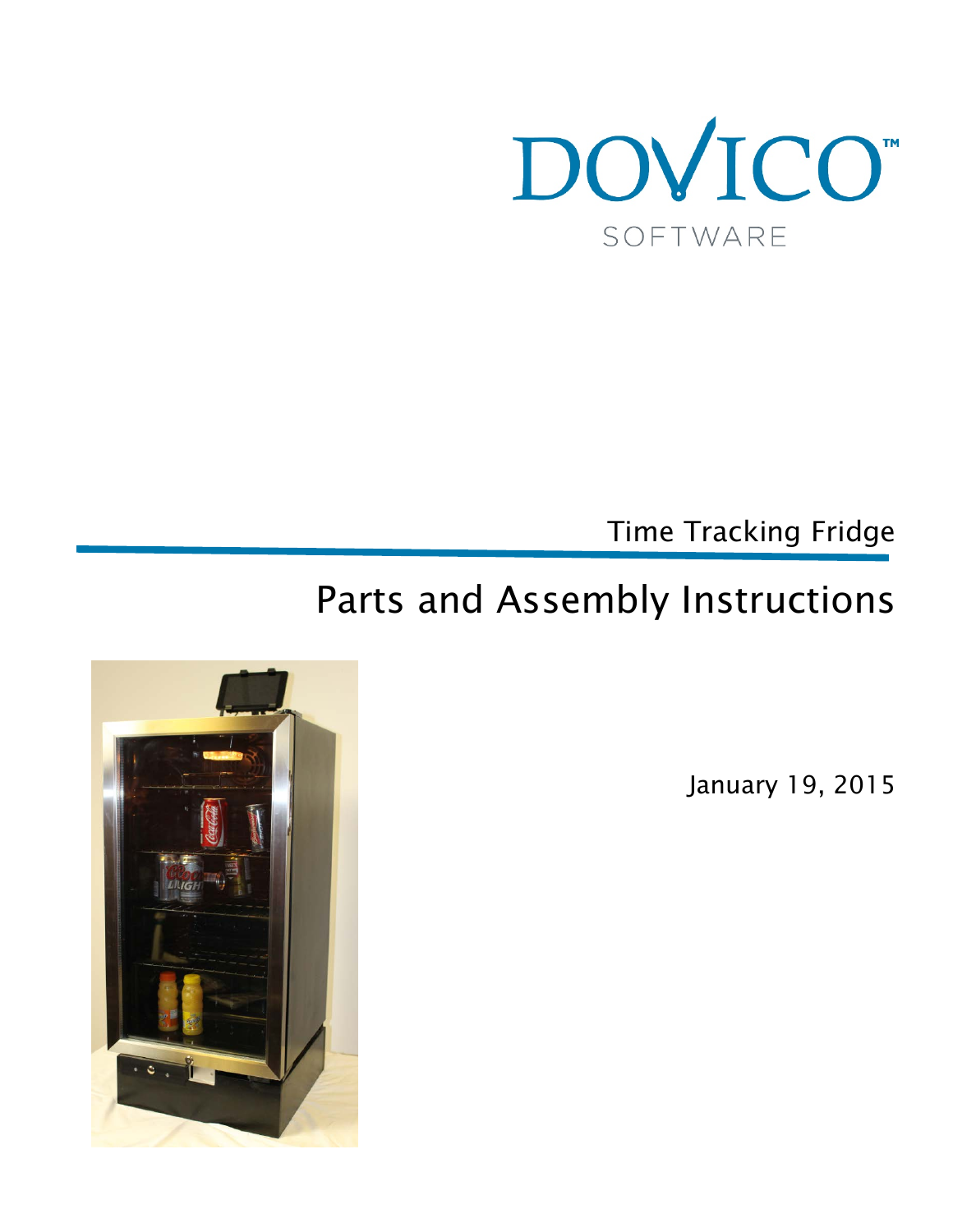DOVICO™

SOFTWARE

Time Tracking Fridge

# Parts and Assembly Instructions

January 19, 2015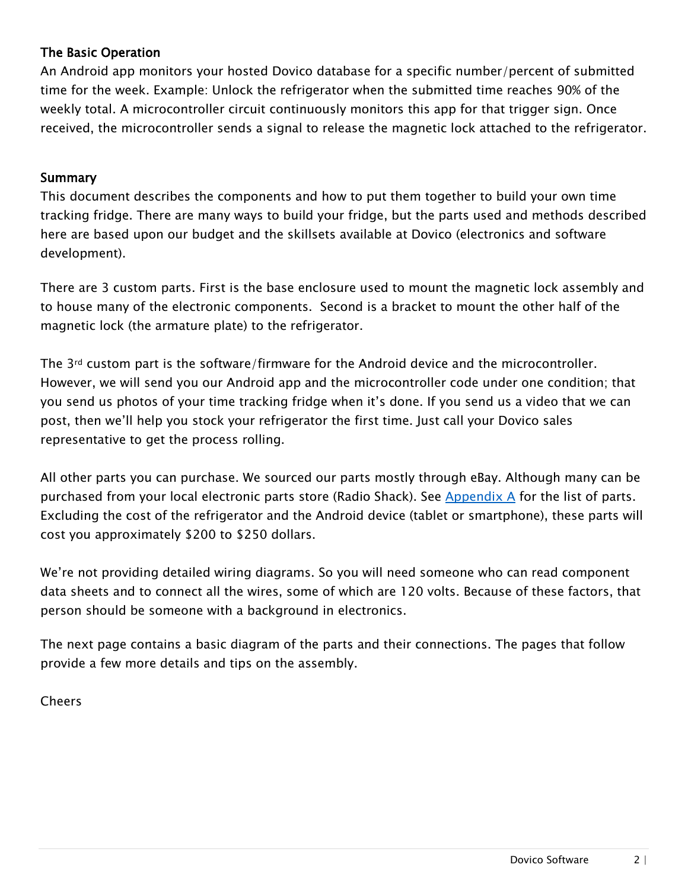## The Basic Operation

An Android app monitors your hosted Dovico database for a specific number/percent of submitted time for the week. Example: Unlock the refrigerator when the submitted time reaches 90% of the weekly total. A microcontroller circuit continuously monitors this app for that trigger sign. Once received, the microcontroller sends a signal to release the magnetic lock attached to the refrigerator.

## Summary

This document describes the components and how to put them together to build your own time tracking fridge. There are many ways to build your fridge, but the parts used and methods described here are based upon our budget and the skillsets available at Dovico (electronics and software development).

There are 3 custom parts. First is the base enclosure used to mount the magnetic lock assembly and to house many of the electronic components. Second is a bracket to mount the other half of the magnetic lock (the armature plate) to the refrigerator.

The 3rd custom part is the software/firmware for the Android device and the microcontroller. However, we will send you our Android app and the microcontroller code under one condition; that you send us photos of your time tracking fridge when it's done. If you send us a video that we can post, then we'll help you stock your refrigerator the first time. Just call your Dovico sales representative to get the process rolling.

All other parts you can purchase. We sourced our parts mostly through eBay. Although many can be purchased from your local electronic parts store (Radio Shack). See Appendix A for the list of parts. Excluding the cost of the refrigerator and the Android device (tablet or smartphone), these parts will cost you approximately $200 to $250 dollars.

We're not providing detailed wiring diagrams. So you will need someone who can read component data sheets and to connect all the wires, some of which are 120 volts. Because of these factors, that person should be someone with a background in electronics.

The next page contains a basic diagram of the parts and their connections. The pages that follow provide a few more details and tips on the assembly.

Cheers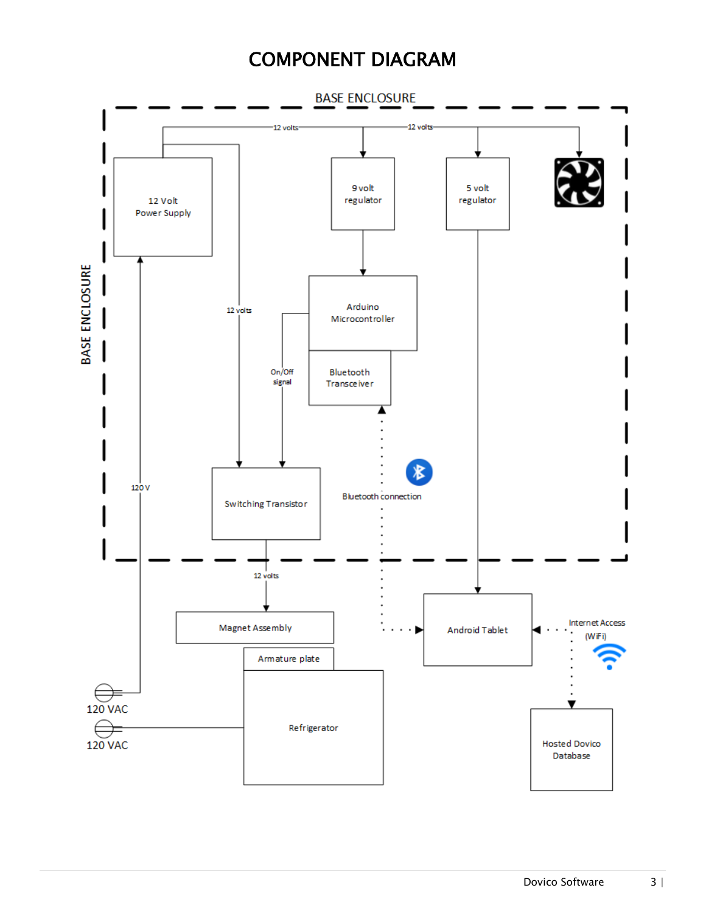# COMPONENT DIAGRAM

BASE ENCLOSURE

12 volts

12 volts

12 Volt
Power Supply

9 volt
regulator

5 volt
regulator

Arduino
Microcontroller

Bluetooth
Transceiver

12 volts

On/Off
signal

BASE ENCLOSURE

120 V

Switching Transistor

Bluetooth connection

12 volts

Magnet Assembly

Armature plate

Android Tablet

Internet Access
(WiFi)

Refrigerator

120 VAC

120 VAC

Hosted Dovico
Database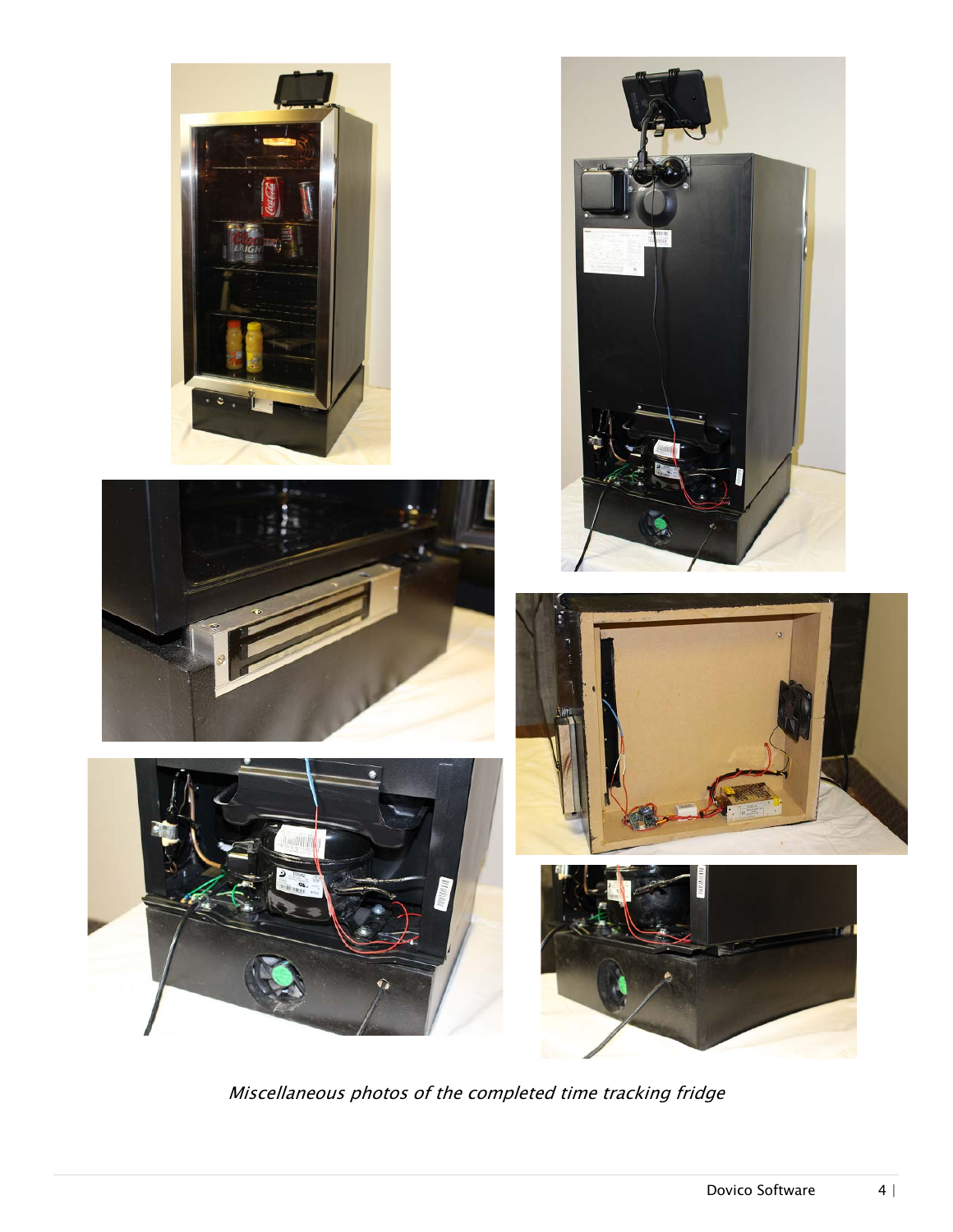*Miscellaneous photos of the completed time tracking fridge*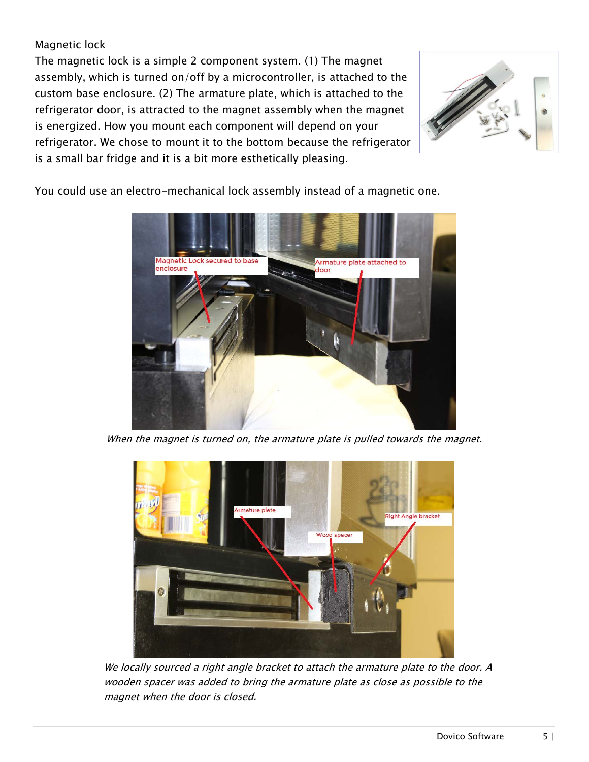## Magnetic lock

The magnetic lock is a simple 2 component system. (1) The magnet assembly, which is turned on/off by a microcontroller, is attached to the custom base enclosure. (2) The armature plate, which is attached to the refrigerator door, is attracted to the magnet assembly when the magnet is energized. How you mount each component will depend on your refrigerator. We chose to mount it to the bottom because the refrigerator is a small bar fridge and it is a bit more esthetically pleasing.

You could use an electro-mechanical lock assembly instead of a magnetic one.

*When the magnet is turned on, the armature plate is pulled towards the magnet.*

*We locally sourced a right angle bracket to attach the armature plate to the door. A wooden spacer was added to bring the armature plate as close as possible to the magnet when the door is closed.*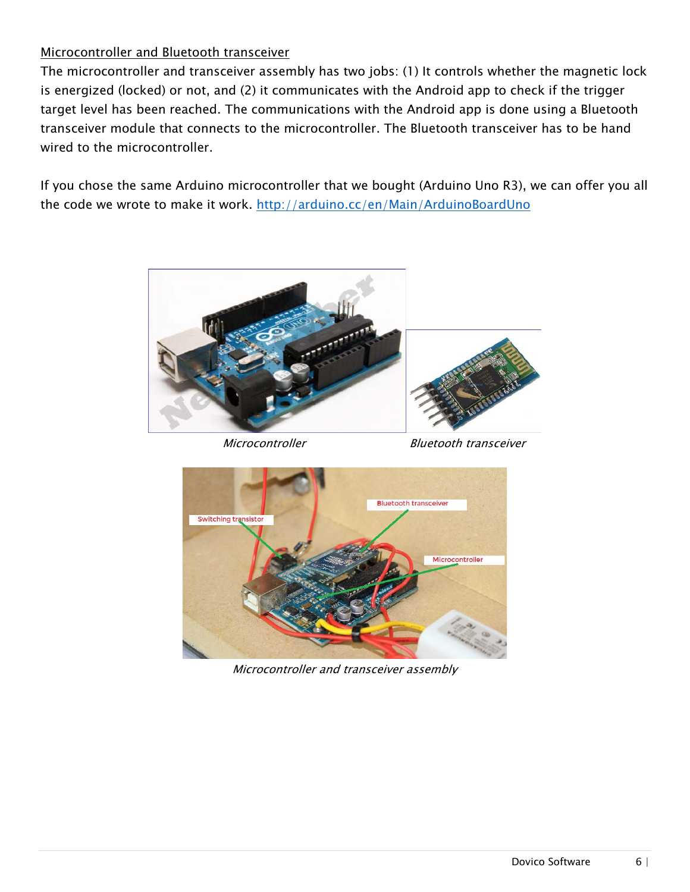## Microcontroller and Bluetooth transceiver

The microcontroller and transceiver assembly has two jobs: (1) It controls whether the magnetic lock is energized (locked) or not, and (2) it communicates with the Android app to check if the trigger target level has been reached. The communications with the Android app is done using a Bluetooth transceiver module that connects to the microcontroller. The Bluetooth transceiver has to be hand wired to the microcontroller.

If you chose the same Arduino microcontroller that we bought (Arduino Uno R3), we can offer you all the code we wrote to make it work. [http://arduino.cc/en/Main/ArduinoBoardUno](http://arduino.cc/en/Main/ArduinoBoardUno)

*Microcontroller* *Bluetooth transceiver*

*Microcontroller and transceiver assembly*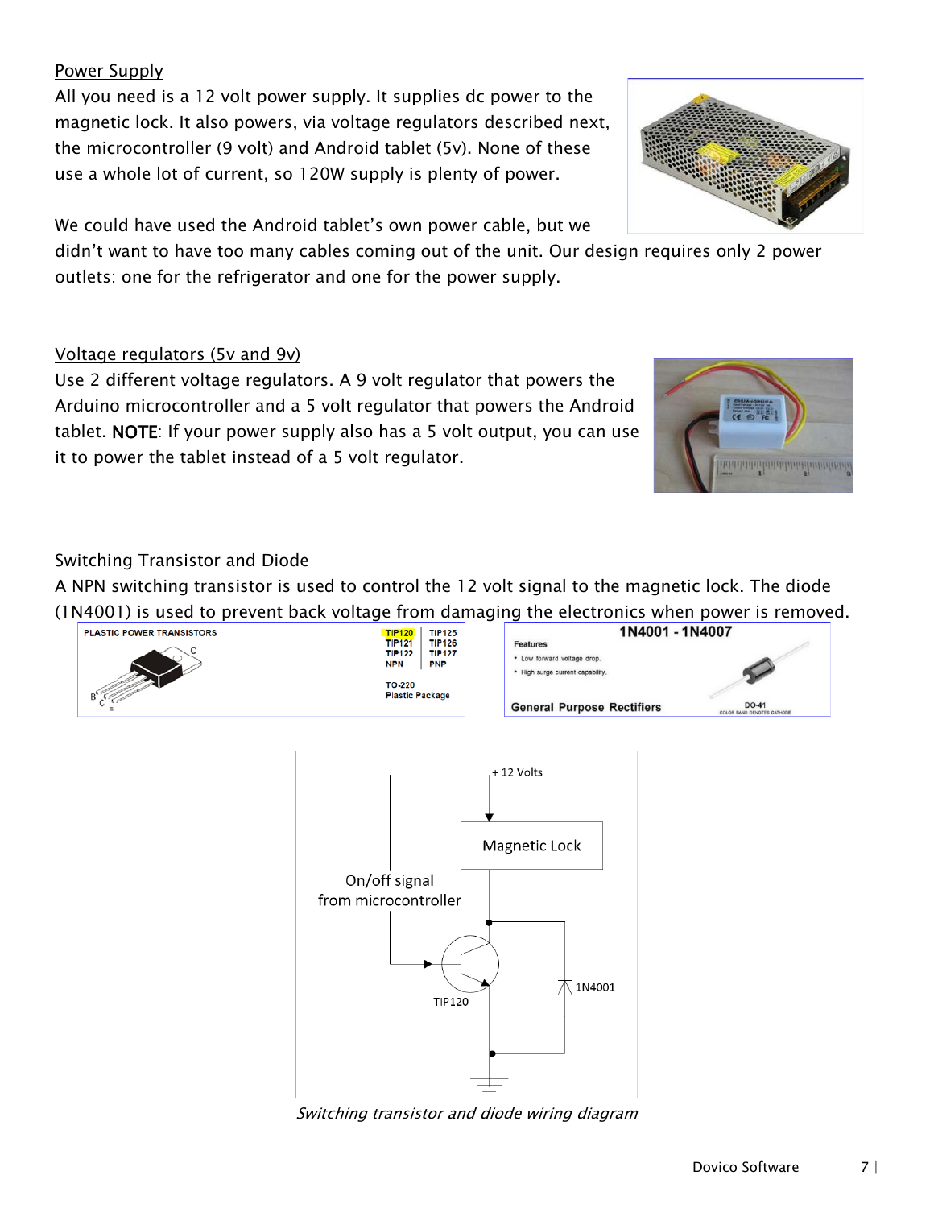## Power Supply

All you need is a 12 volt power supply. It supplies dc power to the magnetic lock. It also powers, via voltage regulators described next, the microcontroller (9 volt) and Android tablet (5v). None of these use a whole lot of current, so 120W supply is plenty of power.

We could have used the Android tablet's own power cable, but we didn't want to have too many cables coming out of the unit. Our design requires only 2 power outlets: one for the refrigerator and one for the power supply.

## Voltage regulators (5v and 9v)

Use 2 different voltage regulators. A 9 volt regulator that powers the Arduino microcontroller and a 5 volt regulator that powers the Android tablet. **NOTE**: If your power supply also has a 5 volt output, you can use it to power the tablet instead of a 5 volt regulator.

## Switching Transistor and Diode

A NPN switching transistor is used to control the 12 volt signal to the magnetic lock. The diode (1N4001) is used to prevent back voltage from damaging the electronics when power is removed.

*Switching transistor and diode wiring diagram*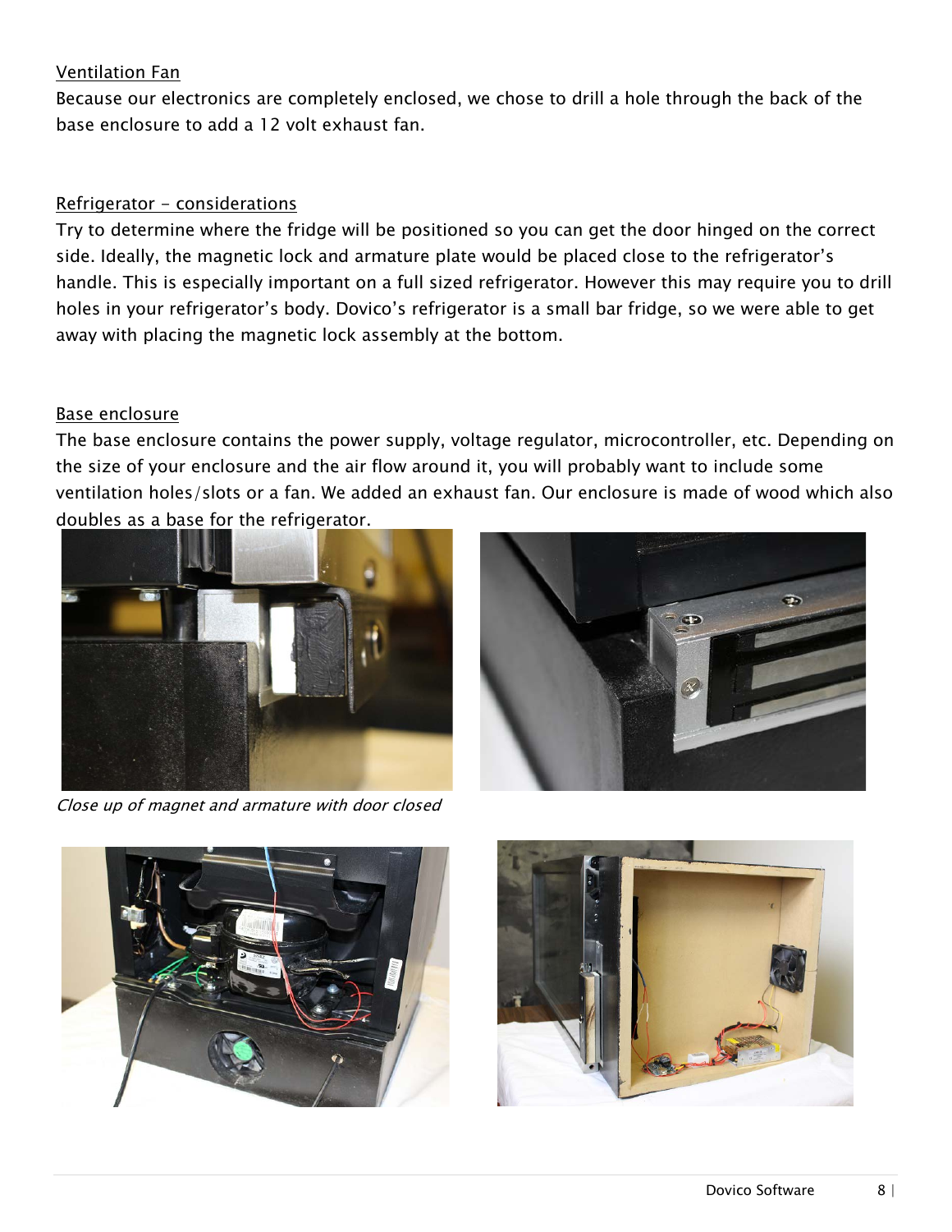Ventilation Fan

Because our electronics are completely enclosed, we chose to drill a hole through the back of the base enclosure to add a 12 volt exhaust fan.

Refrigerator - considerations

Try to determine where the fridge will be positioned so you can get the door hinged on the correct side. Ideally, the magnetic lock and armature plate would be placed close to the refrigerator's handle. This is especially important on a full sized refrigerator. However this may require you to drill holes in your refrigerator's body. Dovico's refrigerator is a small bar fridge, so we were able to get away with placing the magnetic lock assembly at the bottom.

Base enclosure

The base enclosure contains the power supply, voltage regulator, microcontroller, etc. Depending on the size of your enclosure and the air flow around it, you will probably want to include some ventilation holes/slots or a fan. We added an exhaust fan. Our enclosure is made of wood which also doubles as a base for the refrigerator.

*Close up of magnet and armature with door closed*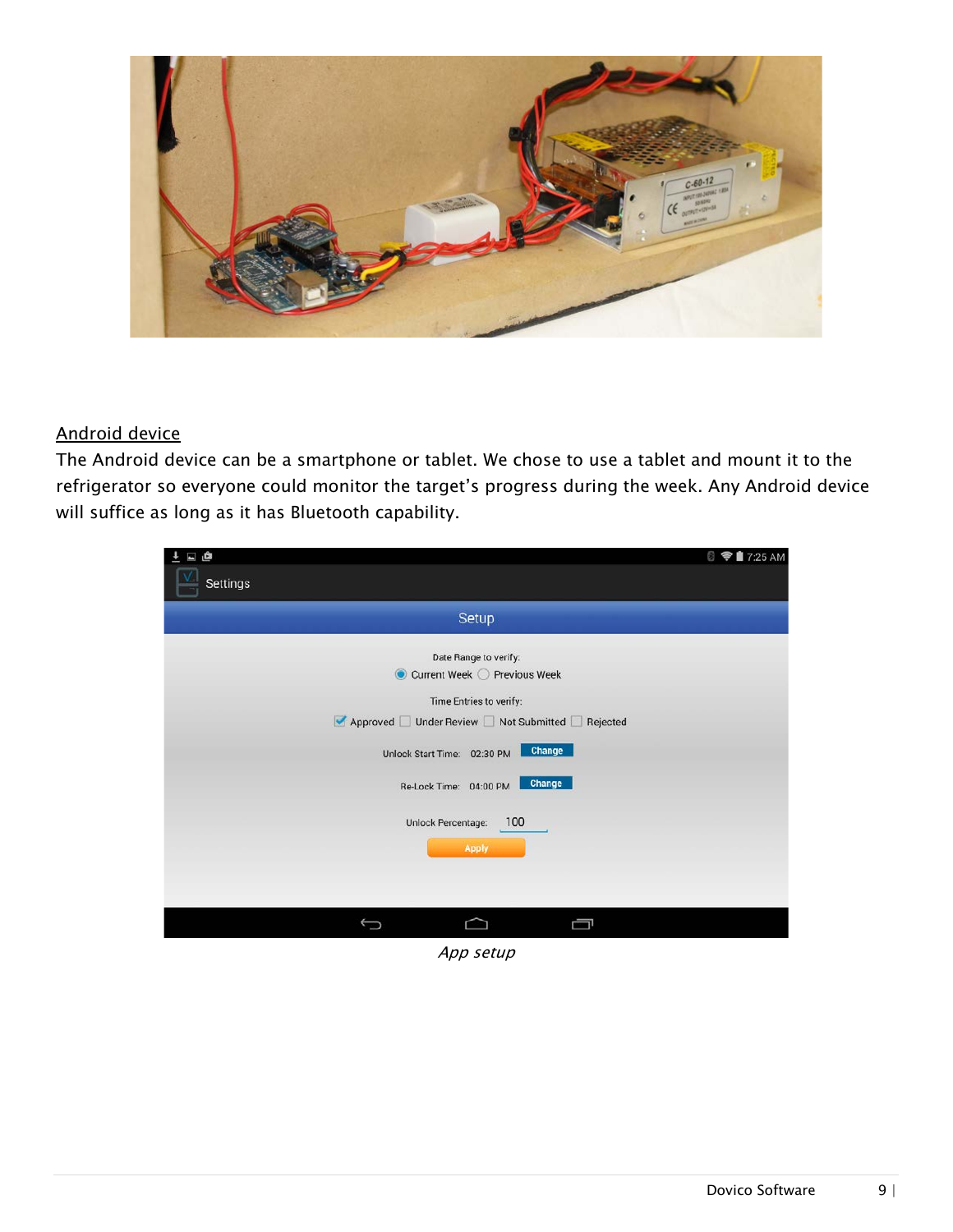## Android device

The Android device can be a smartphone or tablet. We chose to use a tablet and mount it to the refrigerator so everyone could monitor the target's progress during the week. Any Android device will suffice as long as it has Bluetooth capability.

*App setup*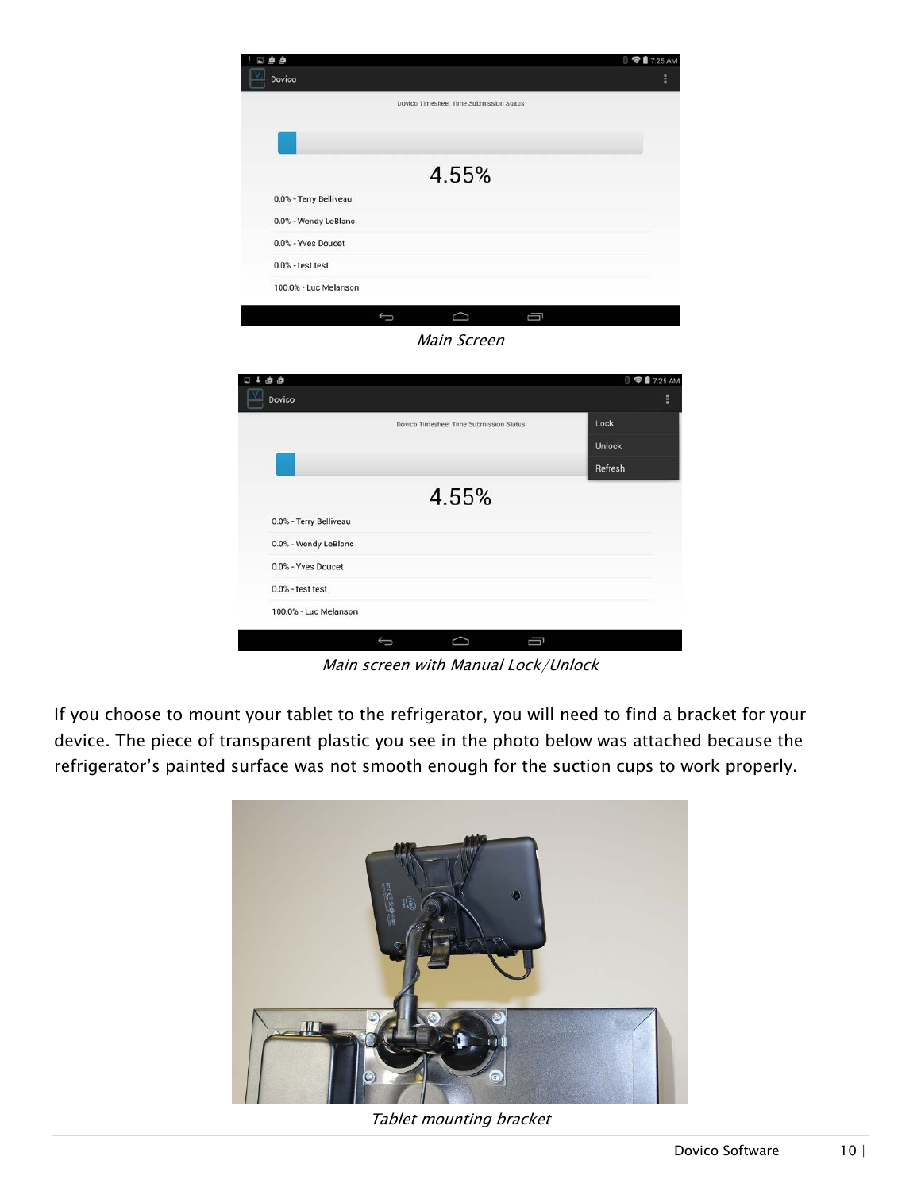*Main Screen*

*Main screen with Manual Lock/Unlock*

If you choose to mount your tablet to the refrigerator, you will need to find a bracket for your device. The piece of transparent plastic you see in the photo below was attached because the refrigerator's painted surface was not smooth enough for the suction cups to work properly.

*Tablet mounting bracket*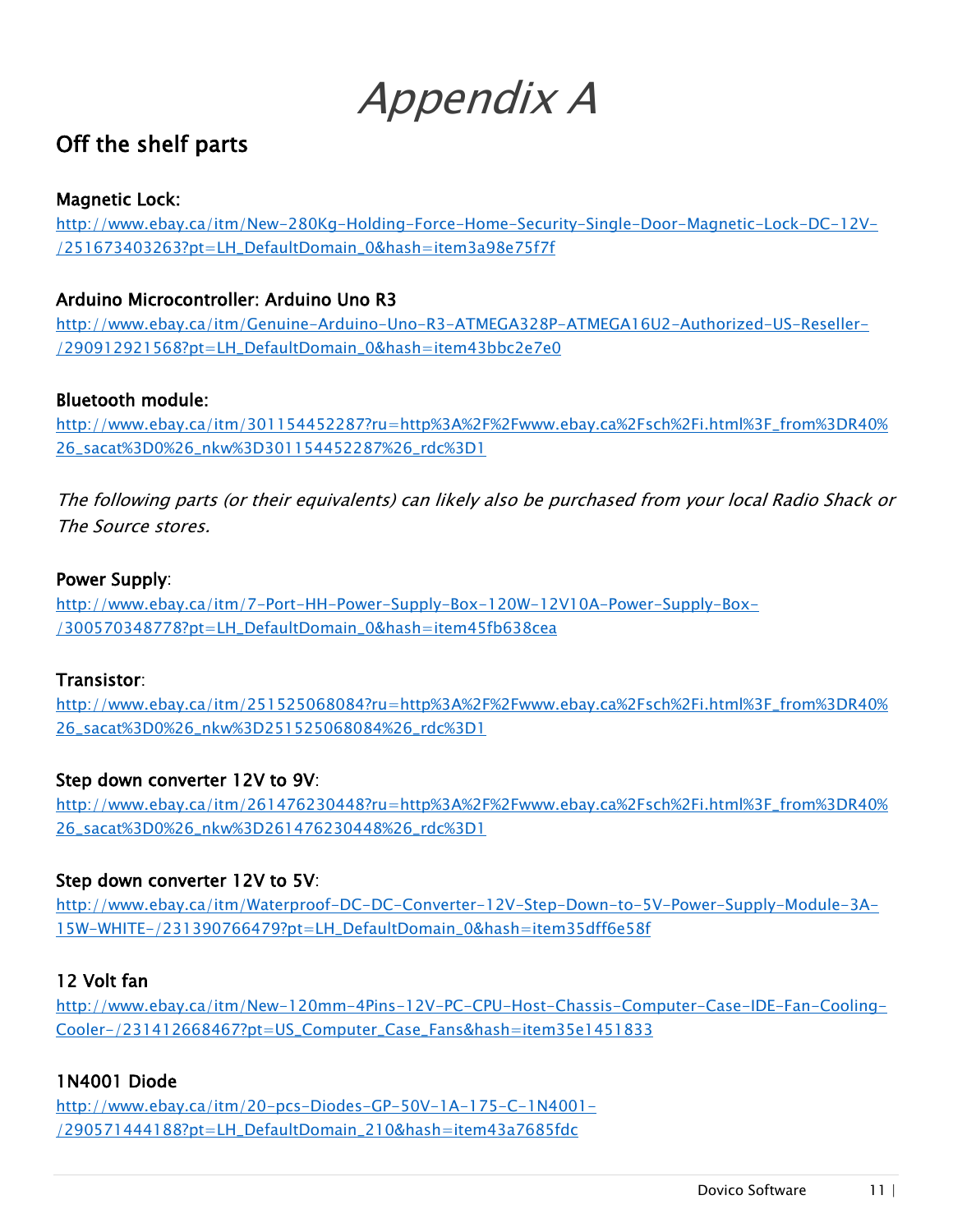# Appendix A

## Off the shelf parts

**Magnetic Lock:**
http://www.ebay.ca/itm/New-280Kg-Holding-Force-Home-Security-Single-Door-Magnetic-Lock-DC-12V-/251673403263?pt=LH_DefaultDomain_0&hash=item3a98e75f7f

**Arduino Microcontroller: Arduino Uno R3**
http://www.ebay.ca/itm/Genuine-Arduino-Uno-R3-ATMEGA328P-ATMEGA16U2-Authorized-US-Reseller-/290912921568?pt=LH_DefaultDomain_0&hash=item43bbc2e7e0

**Bluetooth module:**
http://www.ebay.ca/itm/301154452287?ru=http%3A%2F%2Fwww.ebay.ca%2Fsch%2Fi.html%3F_from%3DR40%26_sacat%3D0%26_nkw%3D301154452287%26_rdc%3D1

*The following parts (or their equivalents) can likely also be purchased from your local Radio Shack or The Source stores.*

**Power Supply**:
http://www.ebay.ca/itm/7-Port-HH-Power-Supply-Box-120W-12V10A-Power-Supply-Box-/300570348778?pt=LH_DefaultDomain_0&hash=item45fb638cea

**Transistor**:
http://www.ebay.ca/itm/251525068084?ru=http%3A%2F%2Fwww.ebay.ca%2Fsch%2Fi.html%3F_from%3DR40%26_sacat%3D0%26_nkw%3D251525068084%26_rdc%3D1

**Step down converter 12V to 9V**:
http://www.ebay.ca/itm/261476230448?ru=http%3A%2F%2Fwww.ebay.ca%2Fsch%2Fi.html%3F_from%3DR40%26_sacat%3D0%26_nkw%3D261476230448%26_rdc%3D1

**Step down converter 12V to 5V**:
http://www.ebay.ca/itm/Waterproof-DC-DC-Converter-12V-Step-Down-to-5V-Power-Supply-Module-3A-15W-WHITE-/231390766479?pt=LH_DefaultDomain_0&hash=item35dff6e58f

**12 Volt fan**
http://www.ebay.ca/itm/New-120mm-4Pins-12V-PC-CPU-Host-Chassis-Computer-Case-IDE-Fan-Cooling-Cooler-/231412668467?pt=US_Computer_Case_Fans&hash=item35e1451833

**1N4001 Diode**
http://www.ebay.ca/itm/20-pcs-Diodes-GP-50V-1A-175-C-1N4001-/290571441188?pt=LH_DefaultDomain_210&hash=item43a7685fdc